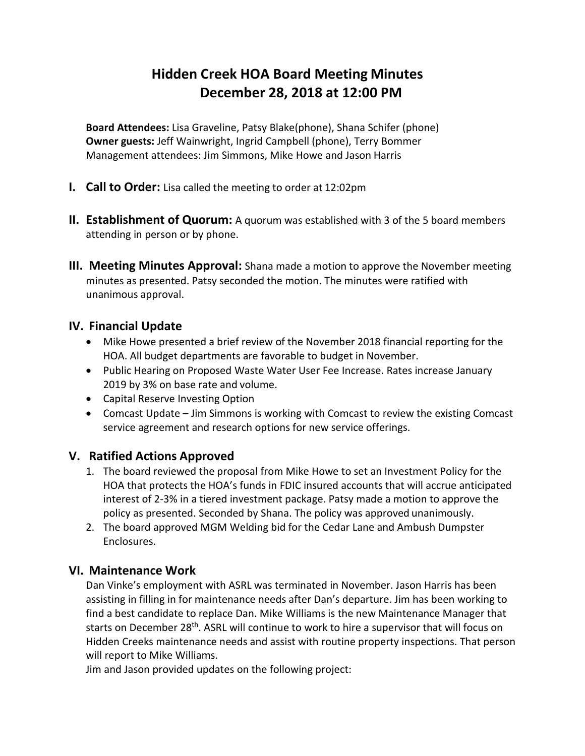# Hidden Creek HOA Board Meeting Minutes
# December 28, 2018 at 12:00 PM

**Board Attendees:** Lisa Graveline, Patsy Blake(phone), Shana Schifer (phone)
**Owner guests:** Jeff Wainwright, Ingrid Campbell (phone), Terry Bommer
Management attendees: Jim Simmons, Mike Howe and Jason Harris

## I. Call to Order: Lisa called the meeting to order at 12:02pm

## II. Establishment of Quorum: A quorum was established with 3 of the 5 board members attending in person or by phone.

## III. Meeting Minutes Approval: Shana made a motion to approve the November meeting minutes as presented. Patsy seconded the motion. The minutes were ratified with unanimous approval.

## IV. Financial Update

- Mike Howe presented a brief review of the November 2018 financial reporting for the HOA. All budget departments are favorable to budget in November.
- Public Hearing on Proposed Waste Water User Fee Increase. Rates increase January 2019 by 3% on base rate and volume.
- Capital Reserve Investing Option
- Comcast Update – Jim Simmons is working with Comcast to review the existing Comcast service agreement and research options for new service offerings.

## V. Ratified Actions Approved

1. The board reviewed the proposal from Mike Howe to set an Investment Policy for the HOA that protects the HOA's funds in FDIC insured accounts that will accrue anticipated interest of 2-3% in a tiered investment package. Patsy made a motion to approve the policy as presented. Seconded by Shana. The policy was approved unanimously.
2. The board approved MGM Welding bid for the Cedar Lane and Ambush Dumpster Enclosures.

## VI. Maintenance Work

Dan Vinke's employment with ASRL was terminated in November. Jason Harris has been assisting in filling in for maintenance needs after Dan's departure. Jim has been working to find a best candidate to replace Dan. Mike Williams is the new Maintenance Manager that starts on December 28th. ASRL will continue to work to hire a supervisor that will focus on Hidden Creeks maintenance needs and assist with routine property inspections. That person will report to Mike Williams.

Jim and Jason provided updates on the following project: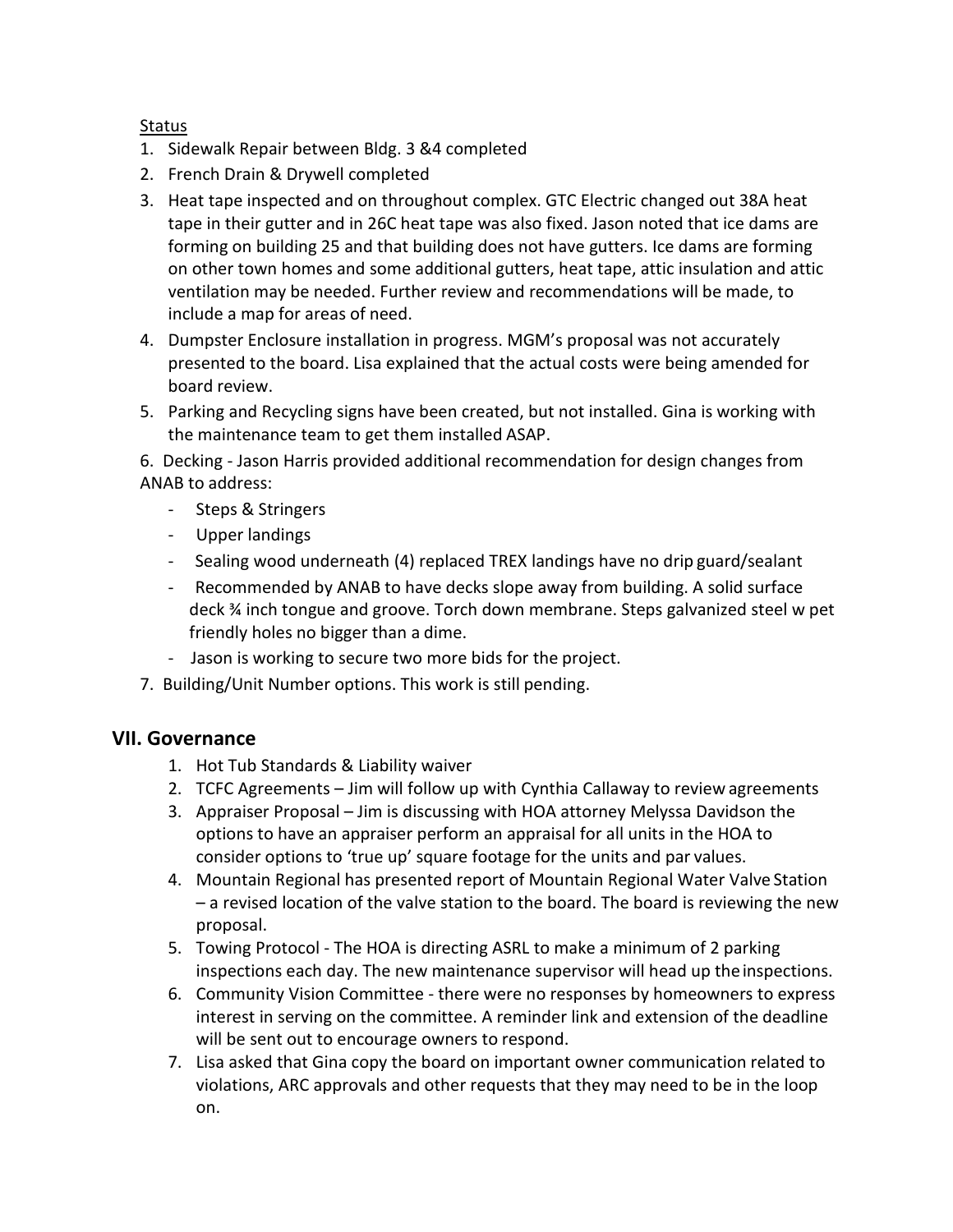Status

1. Sidewalk Repair between Bldg. 3 &4 completed
2. French Drain & Drywell completed
3. Heat tape inspected and on throughout complex. GTC Electric changed out 38A heat tape in their gutter and in 26C heat tape was also fixed. Jason noted that ice dams are forming on building 25 and that building does not have gutters. Ice dams are forming on other town homes and some additional gutters, heat tape, attic insulation and attic ventilation may be needed. Further review and recommendations will be made, to include a map for areas of need.
4. Dumpster Enclosure installation in progress. MGM's proposal was not accurately presented to the board. Lisa explained that the actual costs were being amended for board review.
5. Parking and Recycling signs have been created, but not installed. Gina is working with the maintenance team to get them installed ASAP.
6. Decking - Jason Harris provided additional recommendation for design changes from ANAB to address:
   - Steps & Stringers
   - Upper landings
   - Sealing wood underneath (4) replaced TREX landings have no drip guard/sealant
   - Recommended by ANAB to have decks slope away from building. A solid surface deck ¾ inch tongue and groove. Torch down membrane. Steps galvanized steel w pet friendly holes no bigger than a dime.
   - Jason is working to secure two more bids for the project.
7. Building/Unit Number options. This work is still pending.

## VII. Governance

1. Hot Tub Standards & Liability waiver
2. TCFC Agreements – Jim will follow up with Cynthia Callaway to review agreements
3. Appraiser Proposal – Jim is discussing with HOA attorney Melyssa Davidson the options to have an appraiser perform an appraisal for all units in the HOA to consider options to 'true up' square footage for the units and par values.
4. Mountain Regional has presented report of Mountain Regional Water Valve Station – a revised location of the valve station to the board. The board is reviewing the new proposal.
5. Towing Protocol - The HOA is directing ASRL to make a minimum of 2 parking inspections each day. The new maintenance supervisor will head up the inspections.
6. Community Vision Committee - there were no responses by homeowners to express interest in serving on the committee. A reminder link and extension of the deadline will be sent out to encourage owners to respond.
7. Lisa asked that Gina copy the board on important owner communication related to violations, ARC approvals and other requests that they may need to be in the loop on.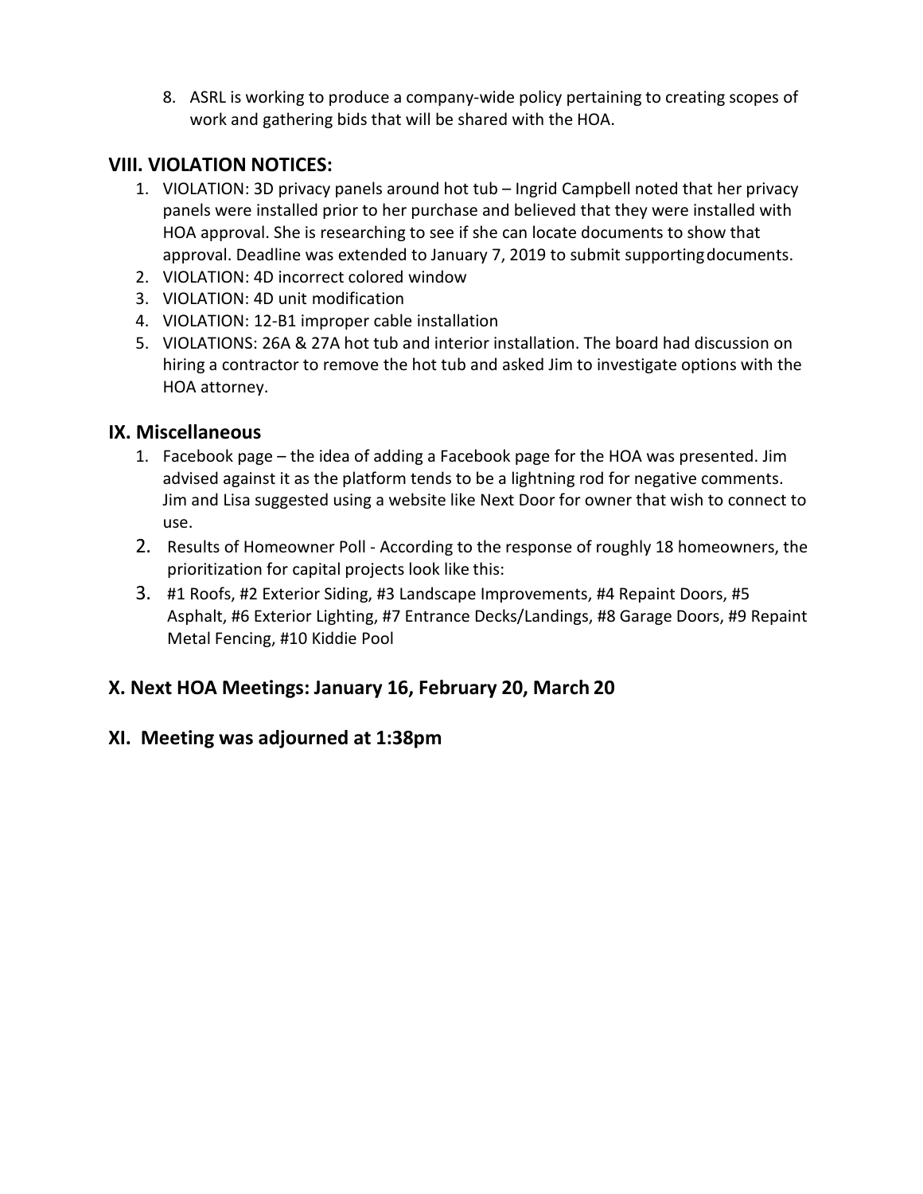8. ASRL is working to produce a company-wide policy pertaining to creating scopes of work and gathering bids that will be shared with the HOA.

## VIII. VIOLATION NOTICES:

1. VIOLATION: 3D privacy panels around hot tub – Ingrid Campbell noted that her privacy panels were installed prior to her purchase and believed that they were installed with HOA approval. She is researching to see if she can locate documents to show that approval. Deadline was extended to January 7, 2019 to submit supporting documents.
2. VIOLATION: 4D incorrect colored window
3. VIOLATION: 4D unit modification
4. VIOLATION: 12-B1 improper cable installation
5. VIOLATIONS: 26A & 27A hot tub and interior installation. The board had discussion on hiring a contractor to remove the hot tub and asked Jim to investigate options with the HOA attorney.

## IX. Miscellaneous

1. Facebook page – the idea of adding a Facebook page for the HOA was presented. Jim advised against it as the platform tends to be a lightning rod for negative comments. Jim and Lisa suggested using a website like Next Door for owner that wish to connect to use.
2. Results of Homeowner Poll - According to the response of roughly 18 homeowners, the prioritization for capital projects look like this:
3. #1 Roofs, #2 Exterior Siding, #3 Landscape Improvements, #4 Repaint Doors, #5 Asphalt, #6 Exterior Lighting, #7 Entrance Decks/Landings, #8 Garage Doors, #9 Repaint Metal Fencing, #10 Kiddie Pool

## X. Next HOA Meetings: January 16, February 20, March 20

## XI. Meeting was adjourned at 1:38pm